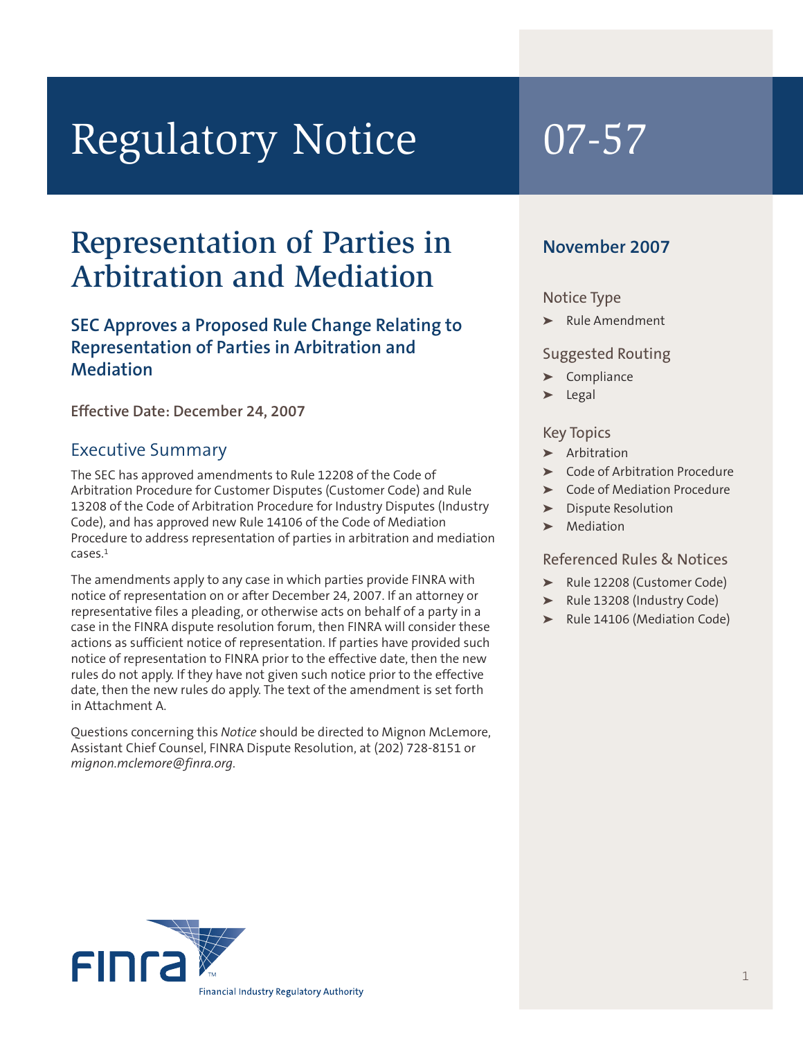# Regulatory Notice 07-57

## Representation of Parties in Arbitration and Mediation

### SEC Approves a Proposed Rule Change Relating to Representation of Parties in Arbitration and Mediation

**Effective Date: December 24, 2007**

## Executive Summary

The SEC has approved amendments to Rule 12208 of the Code of Arbitration Procedure for Customer Disputes (Customer Code) and Rule 13208 of the Code of Arbitration Procedure for Industry Disputes (Industry Code), and has approved new Rule 14106 of the Code of Mediation Procedure to address representation of parties in arbitration and mediation cases.[1]

The amendments apply to any case in which parties provide FINRA with notice of representation on or after December 24, 2007. If an attorney or representative files a pleading, or otherwise acts on behalf of a party in a case in the FINRA dispute resolution forum, then FINRA will consider these actions as sufficient notice of representation. If parties have provided such notice of representation to FINRA prior to the effective date, then the new rules do not apply. If they have not given such notice prior to the effective date, then the new rules do apply. The text of the amendment is set forth in Attachment A.

Questions concerning this *Notice* should be directed to Mignon McLemore, Assistant Chief Counsel, FINRA Dispute Resolution, at (202) 728-8151 or *mignon.mclemore@finra.org*.

**November 2007**

**Notice Type**
- Rule Amendment

**Suggested Routing**
- Compliance
- Legal

**Key Topics**
- Arbitration
- Code of Arbitration Procedure
- Code of Mediation Procedure
- Dispute Resolution
- Mediation

**Referenced Rules & Notices**
- Rule 12208 (Customer Code)
- Rule 13208 (Industry Code)
- Rule 14106 (Mediation Code)

FINRA™ Financial Industry Regulatory Authority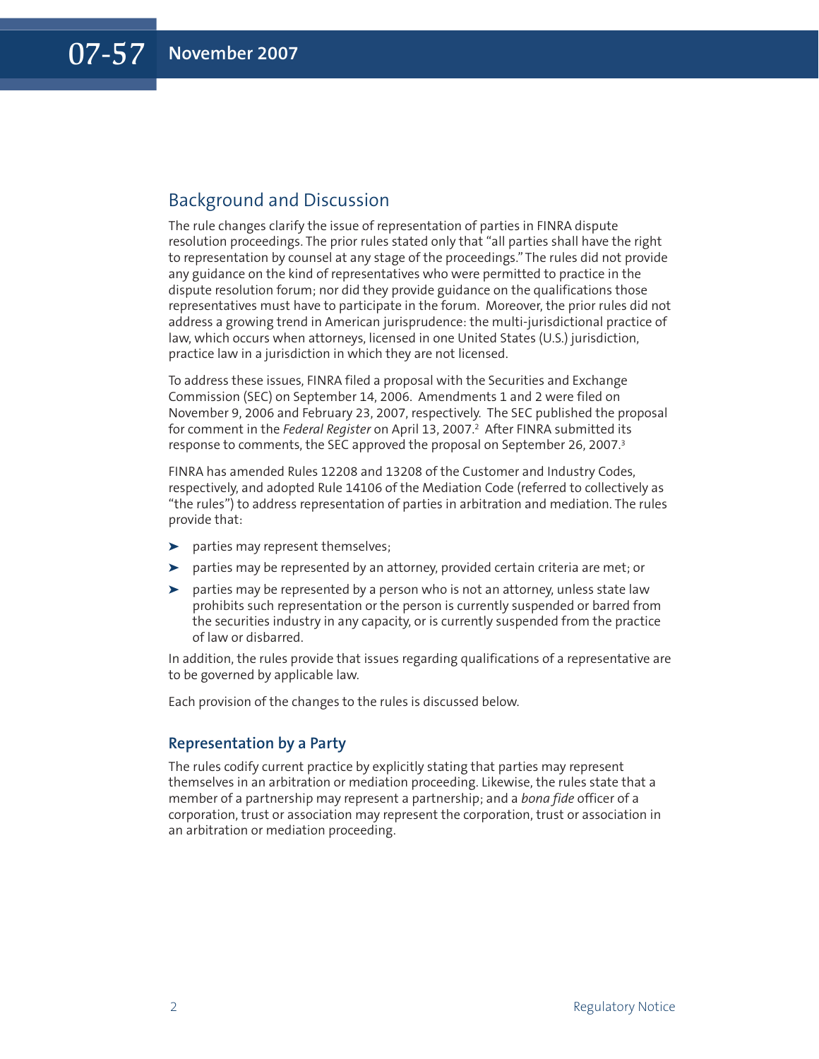## Background and Discussion

The rule changes clarify the issue of representation of parties in FINRA dispute resolution proceedings. The prior rules stated only that "all parties shall have the right to representation by counsel at any stage of the proceedings." The rules did not provide any guidance on the kind of representatives who were permitted to practice in the dispute resolution forum; nor did they provide guidance on the qualifications those representatives must have to participate in the forum. Moreover, the prior rules did not address a growing trend in American jurisprudence: the multi-jurisdictional practice of law, which occurs when attorneys, licensed in one United States (U.S.) jurisdiction, practice law in a jurisdiction in which they are not licensed.

To address these issues, FINRA filed a proposal with the Securities and Exchange Commission (SEC) on September 14, 2006. Amendments 1 and 2 were filed on November 9, 2006 and February 23, 2007, respectively. The SEC published the proposal for comment in the *Federal Register* on April 13, 2007.[2] After FINRA submitted its response to comments, the SEC approved the proposal on September 26, 2007.[3]

FINRA has amended Rules 12208 and 13208 of the Customer and Industry Codes, respectively, and adopted Rule 14106 of the Mediation Code (referred to collectively as "the rules") to address representation of parties in arbitration and mediation. The rules provide that:

- parties may represent themselves;
- parties may be represented by an attorney, provided certain criteria are met; or
- parties may be represented by a person who is not an attorney, unless state law prohibits such representation or the person is currently suspended or barred from the securities industry in any capacity, or is currently suspended from the practice of law or disbarred.

In addition, the rules provide that issues regarding qualifications of a representative are to be governed by applicable law.

Each provision of the changes to the rules is discussed below.

### Representation by a Party

The rules codify current practice by explicitly stating that parties may represent themselves in an arbitration or mediation proceeding. Likewise, the rules state that a member of a partnership may represent a partnership; and a *bona fide* officer of a corporation, trust or association may represent the corporation, trust or association in an arbitration or mediation proceeding.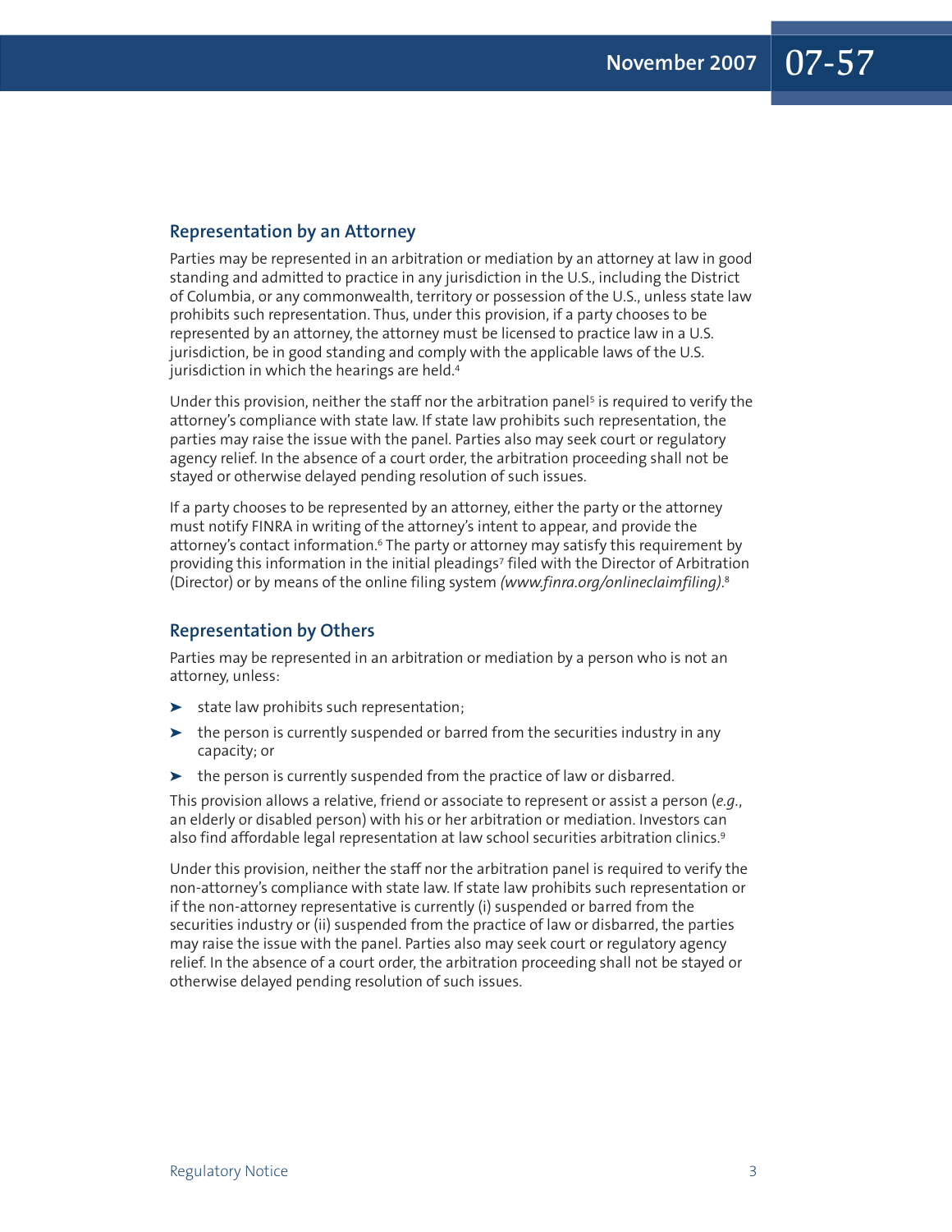## Representation by an Attorney

Parties may be represented in an arbitration or mediation by an attorney at law in good standing and admitted to practice in any jurisdiction in the U.S., including the District of Columbia, or any commonwealth, territory or possession of the U.S., unless state law prohibits such representation. Thus, under this provision, if a party chooses to be represented by an attorney, the attorney must be licensed to practice law in a U.S. jurisdiction, be in good standing and comply with the applicable laws of the U.S. jurisdiction in which the hearings are held.[4]

Under this provision, neither the staff nor the arbitration panel[5] is required to verify the attorney's compliance with state law. If state law prohibits such representation, the parties may raise the issue with the panel. Parties also may seek court or regulatory agency relief. In the absence of a court order, the arbitration proceeding shall not be stayed or otherwise delayed pending resolution of such issues.

If a party chooses to be represented by an attorney, either the party or the attorney must notify FINRA in writing of the attorney's intent to appear, and provide the attorney's contact information.[6] The party or attorney may satisfy this requirement by providing this information in the initial pleadings[7] filed with the Director of Arbitration (Director) or by means of the online filing system *(www.finra.org/onlineclaimfiling)*.[8]

## Representation by Others

Parties may be represented in an arbitration or mediation by a person who is not an attorney, unless:

- state law prohibits such representation;
- the person is currently suspended or barred from the securities industry in any capacity; or
- the person is currently suspended from the practice of law or disbarred.

This provision allows a relative, friend or associate to represent or assist a person (*e.g.*, an elderly or disabled person) with his or her arbitration or mediation. Investors can also find affordable legal representation at law school securities arbitration clinics.[9]

Under this provision, neither the staff nor the arbitration panel is required to verify the non-attorney's compliance with state law. If state law prohibits such representation or if the non-attorney representative is currently (i) suspended or barred from the securities industry or (ii) suspended from the practice of law or disbarred, the parties may raise the issue with the panel. Parties also may seek court or regulatory agency relief. In the absence of a court order, the arbitration proceeding shall not be stayed or otherwise delayed pending resolution of such issues.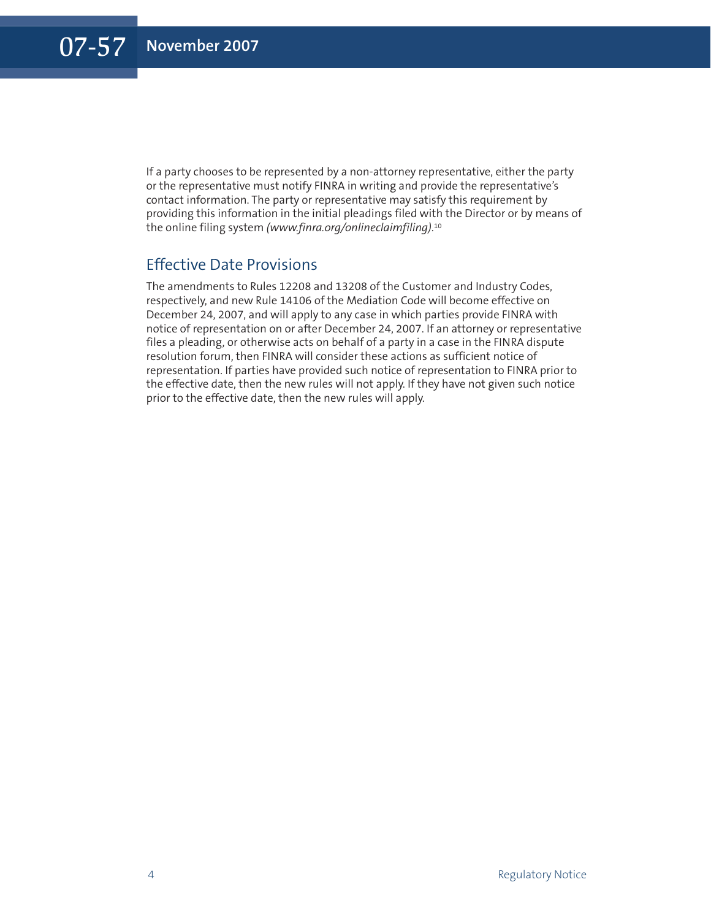If a party chooses to be represented by a non-attorney representative, either the party or the representative must notify FINRA in writing and provide the representative's contact information. The party or representative may satisfy this requirement by providing this information in the initial pleadings filed with the Director or by means of the online filing system *(www.finra.org/onlineclaimfiling)*.[10]

## Effective Date Provisions

The amendments to Rules 12208 and 13208 of the Customer and Industry Codes, respectively, and new Rule 14106 of the Mediation Code will become effective on December 24, 2007, and will apply to any case in which parties provide FINRA with notice of representation on or after December 24, 2007. If an attorney or representative files a pleading, or otherwise acts on behalf of a party in a case in the FINRA dispute resolution forum, then FINRA will consider these actions as sufficient notice of representation. If parties have provided such notice of representation to FINRA prior to the effective date, then the new rules will not apply. If they have not given such notice prior to the effective date, then the new rules will apply.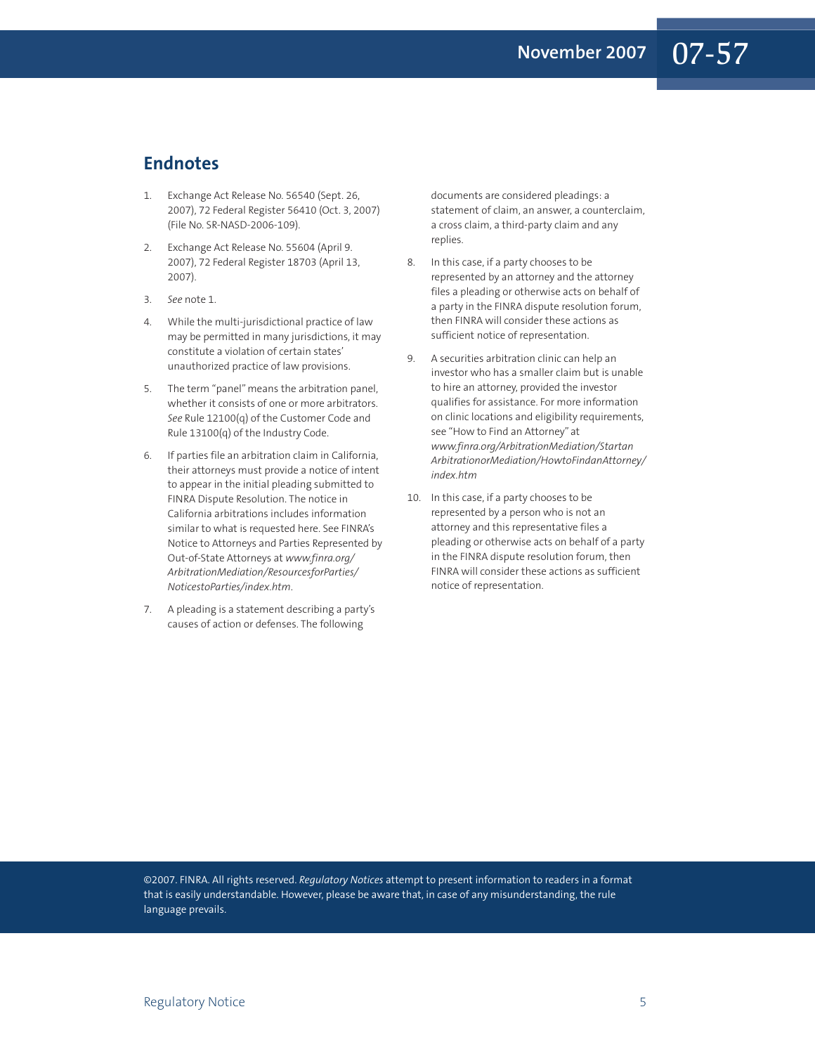## Endnotes

1. Exchange Act Release No. 56540 (Sept. 26, 2007), 72 Federal Register 56410 (Oct. 3, 2007) (File No. SR-NASD-2006-109).

2. Exchange Act Release No. 55604 (April 9. 2007), 72 Federal Register 18703 (April 13, 2007).

3. *See* note 1.

4. While the multi-jurisdictional practice of law may be permitted in many jurisdictions, it may constitute a violation of certain states' unauthorized practice of law provisions.

5. The term "panel" means the arbitration panel, whether it consists of one or more arbitrators. *See* Rule 12100(q) of the Customer Code and Rule 13100(q) of the Industry Code.

6. If parties file an arbitration claim in California, their attorneys must provide a notice of intent to appear in the initial pleading submitted to FINRA Dispute Resolution. The notice in California arbitrations includes information similar to what is requested here. See FINRA's Notice to Attorneys and Parties Represented by Out-of-State Attorneys at *www.finra.org/ArbitrationMediation/ResourcesforParties/NoticestoParties/index.htm*.

7. A pleading is a statement describing a party's causes of action or defenses. The following documents are considered pleadings: a statement of claim, an answer, a counterclaim, a cross claim, a third-party claim and any replies.

8. In this case, if a party chooses to be represented by an attorney and the attorney files a pleading or otherwise acts on behalf of a party in the FINRA dispute resolution forum, then FINRA will consider these actions as sufficient notice of representation.

9. A securities arbitration clinic can help an investor who has a smaller claim but is unable to hire an attorney, provided the investor qualifies for assistance. For more information on clinic locations and eligibility requirements, see "How to Find an Attorney" at *www.finra.org/ArbitrationMediation/StartanArbitrationorMediation/HowtoFindanAttorney/index.htm*

10. In this case, if a party chooses to be represented by a person who is not an attorney and this representative files a pleading or otherwise acts on behalf of a party in the FINRA dispute resolution forum, then FINRA will consider these actions as sufficient notice of representation.

©2007. FINRA. All rights reserved. *Regulatory Notices* attempt to present information to readers in a format that is easily understandable. However, please be aware that, in case of any misunderstanding, the rule language prevails.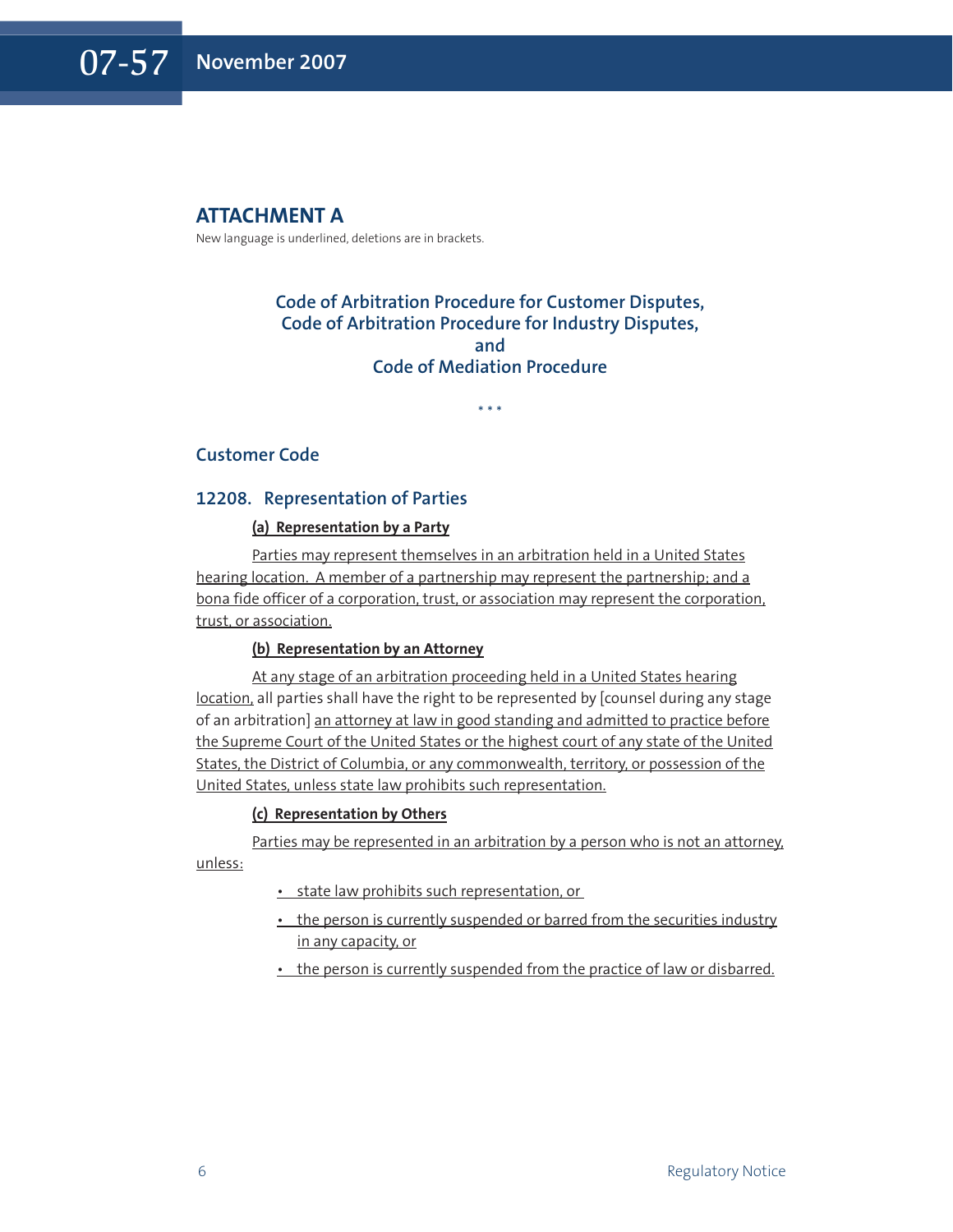# ATTACHMENT A

New language is underlined, deletions are in brackets.

## Code of Arbitration Procedure for Customer Disputes, Code of Arbitration Procedure for Industry Disputes, and Code of Mediation Procedure

\* \* \*

## Customer Code

### 12208. Representation of Parties

**<u>(a) Representation by a Party</u>**

<u>Parties may represent themselves in an arbitration held in a United States hearing location. A member of a partnership may represent the partnership; and a bona fide officer of a corporation, trust, or association may represent the corporation, trust, or association.</u>

**<u>(b) Representation by an Attorney</u>**

<u>At any stage of an arbitration proceeding held in a United States hearing location,</u> all parties shall have the right to be represented by [counsel during any stage of an arbitration] <u>an attorney at law in good standing and admitted to practice before the Supreme Court of the United States or the highest court of any state of the United States, the District of Columbia, or any commonwealth, territory, or possession of the United States, unless state law prohibits such representation.</u>

**<u>(c) Representation by Others</u>**

<u>Parties may be represented in an arbitration by a person who is not an attorney, unless:</u>

- <u>state law prohibits such representation, or</u>
- <u>the person is currently suspended or barred from the securities industry in any capacity, or</u>
- <u>the person is currently suspended from the practice of law or disbarred.</u>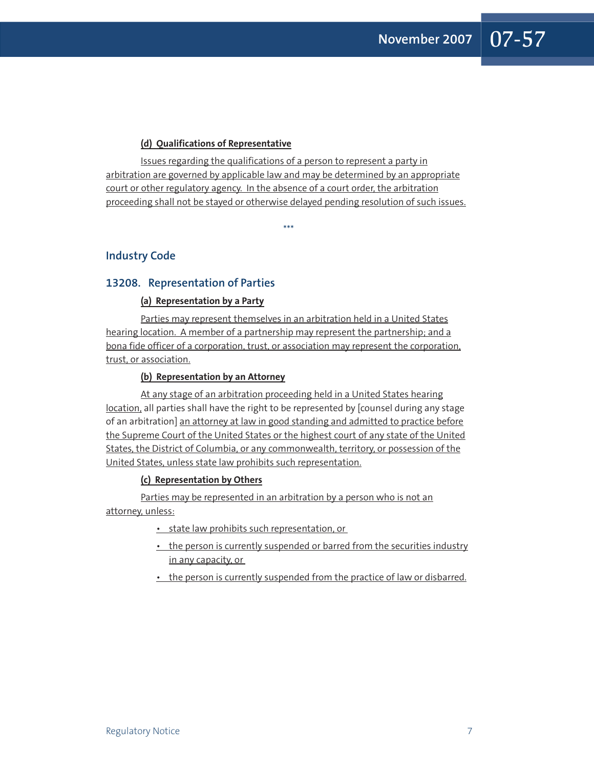**(d) Qualifications of Representative**

Issues regarding the qualifications of a person to represent a party in arbitration are governed by applicable law and may be determined by an appropriate court or other regulatory agency. In the absence of a court order, the arbitration proceeding shall not be stayed or otherwise delayed pending resolution of such issues.

\*\*\*

## Industry Code

### 13208. Representation of Parties

**(a) Representation by a Party**

Parties may represent themselves in an arbitration held in a United States hearing location. A member of a partnership may represent the partnership; and a bona fide officer of a corporation, trust, or association may represent the corporation, trust, or association.

**(b) Representation by an Attorney**

At any stage of an arbitration proceeding held in a United States hearing location, all parties shall have the right to be represented by [counsel during any stage of an arbitration] an attorney at law in good standing and admitted to practice before the Supreme Court of the United States or the highest court of any state of the United States, the District of Columbia, or any commonwealth, territory, or possession of the United States, unless state law prohibits such representation.

**(c) Representation by Others**

Parties may be represented in an arbitration by a person who is not an attorney, unless:

- state law prohibits such representation, or
- the person is currently suspended or barred from the securities industry in any capacity, or
- the person is currently suspended from the practice of law or disbarred.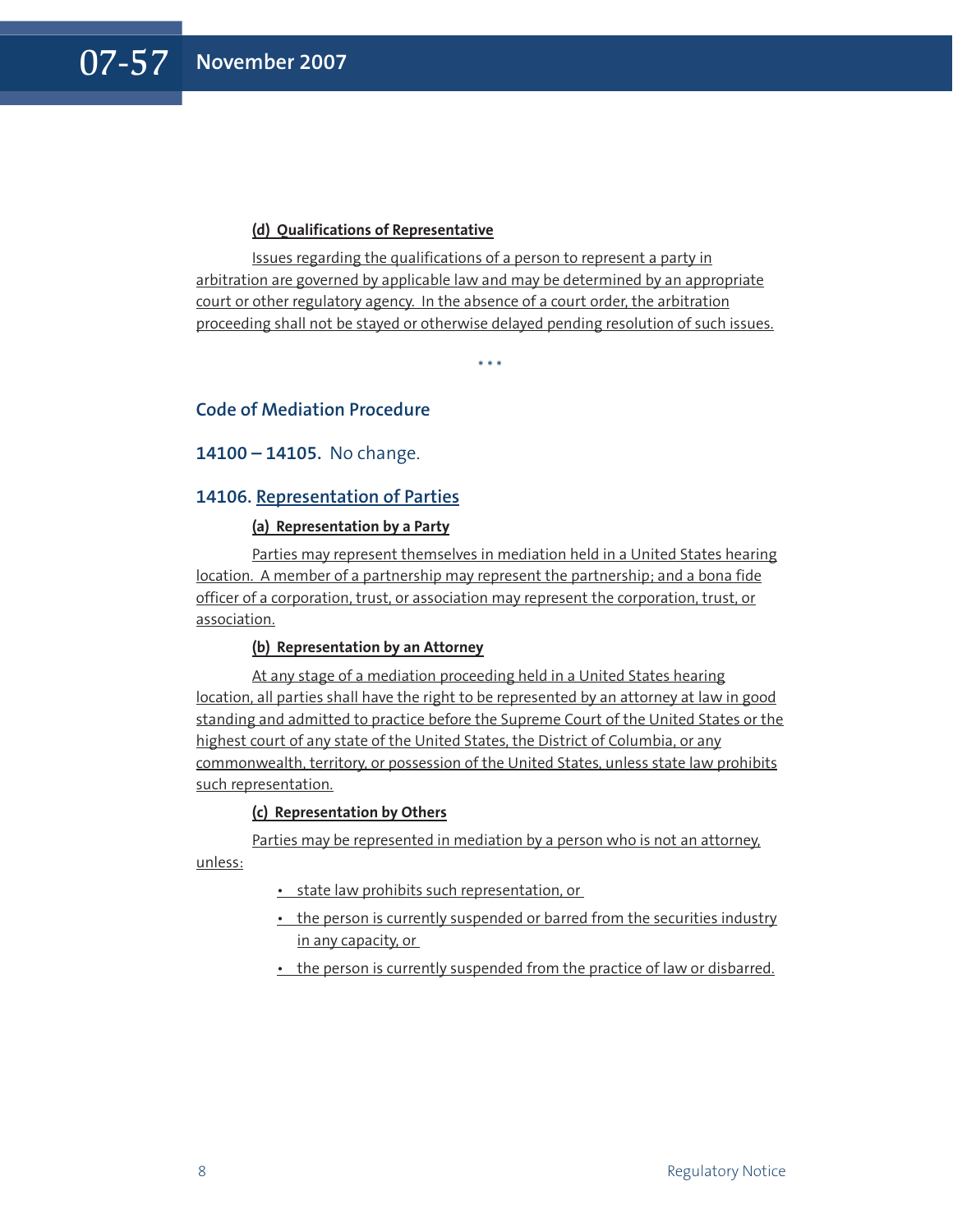**(d) Qualifications of Representative**

Issues regarding the qualifications of a person to represent a party in arbitration are governed by applicable law and may be determined by an appropriate court or other regulatory agency. In the absence of a court order, the arbitration proceeding shall not be stayed or otherwise delayed pending resolution of such issues.

\* \* \*

## Code of Mediation Procedure

### 14100 – 14105. No change.

### 14106. Representation of Parties

**(a) Representation by a Party**

Parties may represent themselves in mediation held in a United States hearing location. A member of a partnership may represent the partnership; and a bona fide officer of a corporation, trust, or association may represent the corporation, trust, or association.

**(b) Representation by an Attorney**

At any stage of a mediation proceeding held in a United States hearing location, all parties shall have the right to be represented by an attorney at law in good standing and admitted to practice before the Supreme Court of the United States or the highest court of any state of the United States, the District of Columbia, or any commonwealth, territory, or possession of the United States, unless state law prohibits such representation.

**(c) Representation by Others**

Parties may be represented in mediation by a person who is not an attorney, unless:

- state law prohibits such representation, or
- the person is currently suspended or barred from the securities industry in any capacity, or
- the person is currently suspended from the practice of law or disbarred.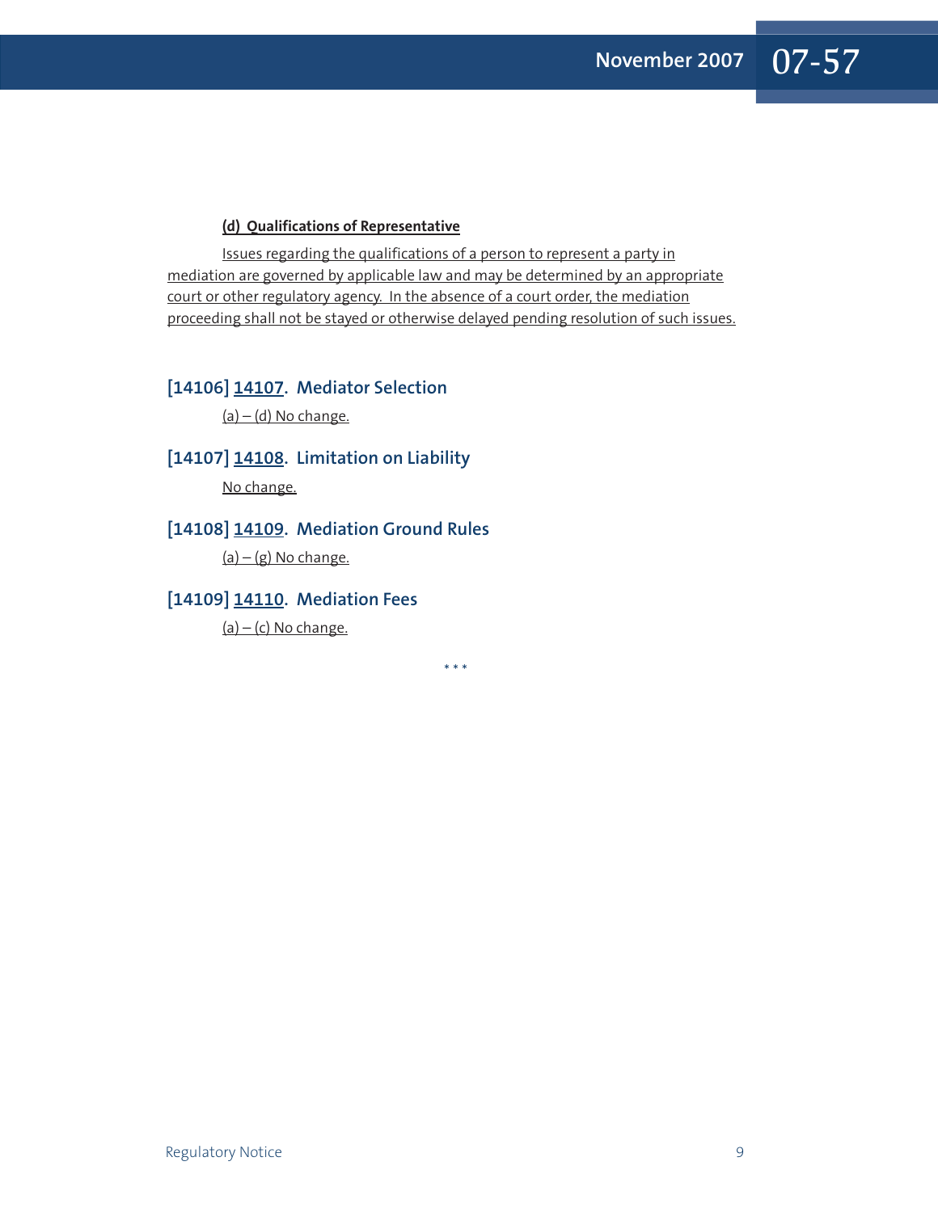**(d) Qualifications of Representative**

Issues regarding the qualifications of a person to represent a party in mediation are governed by applicable law and may be determined by an appropriate court or other regulatory agency. In the absence of a court order, the mediation proceeding shall not be stayed or otherwise delayed pending resolution of such issues.

### [14106] 14107. Mediator Selection

(a) – (d) No change.

### [14107] 14108. Limitation on Liability

No change.

### [14108] 14109. Mediation Ground Rules

(a) – (g) No change.

### [14109] 14110. Mediation Fees

(a) – (c) No change.

\* \* \*